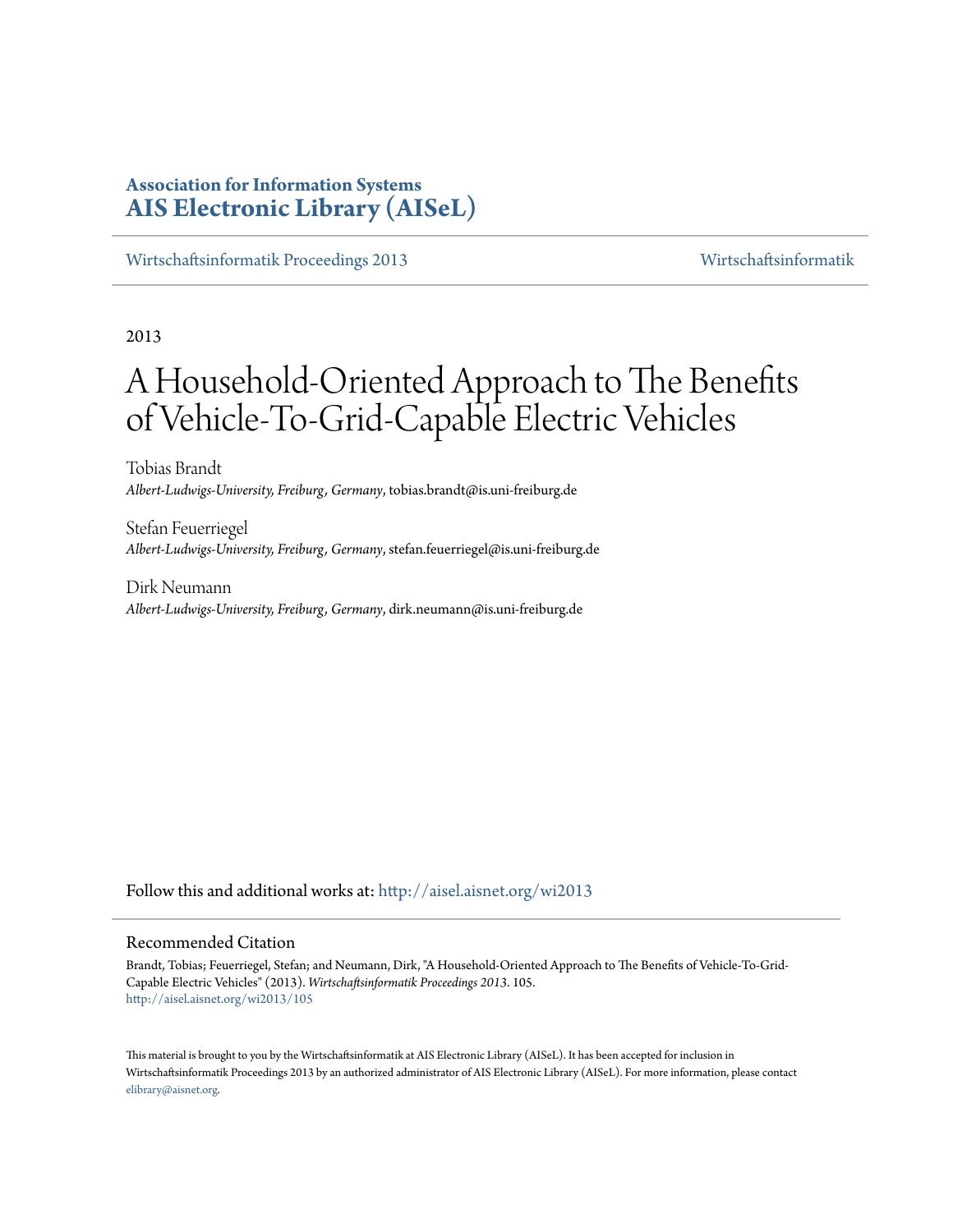**Association for Information Systems**
**AIS Electronic Library (AISeL)**

Wirtschaftsinformatik Proceedings 2013 | Wirtschaftsinformatik

2013

# A Household-Oriented Approach to The Benefits of Vehicle-To-Grid-Capable Electric Vehicles

Tobias Brandt
*Albert-Ludwigs-University, Freiburg, Germany*, tobias.brandt@is.uni-freiburg.de

Stefan Feuerriegel
*Albert-Ludwigs-University, Freiburg, Germany*, stefan.feuerriegel@is.uni-freiburg.de

Dirk Neumann
*Albert-Ludwigs-University, Freiburg, Germany*, dirk.neumann@is.uni-freiburg.de

Follow this and additional works at: http://aisel.aisnet.org/wi2013

## Recommended Citation

Brandt, Tobias; Feuerriegel, Stefan; and Neumann, Dirk, "A Household-Oriented Approach to The Benefits of Vehicle-To-Grid-Capable Electric Vehicles" (2013). *Wirtschaftsinformatik Proceedings 2013*. 105.
http://aisel.aisnet.org/wi2013/105

This material is brought to you by the Wirtschaftsinformatik at AIS Electronic Library (AISeL). It has been accepted for inclusion in Wirtschaftsinformatik Proceedings 2013 by an authorized administrator of AIS Electronic Library (AISeL). For more information, please contact elibrary@aisnet.org.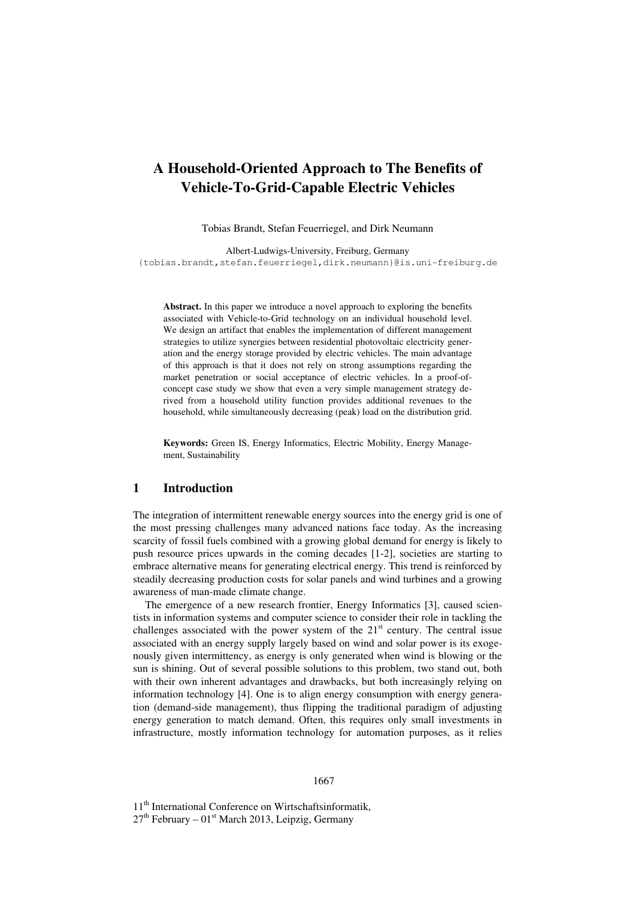# A Household-Oriented Approach to The Benefits of Vehicle-To-Grid-Capable Electric Vehicles

Tobias Brandt, Stefan Feuerriegel, and Dirk Neumann

Albert-Ludwigs-University, Freiburg, Germany
{tobias.brandt,stefan.feuerriegel,dirk.neumann}@is.uni-freiburg.de

**Abstract.** In this paper we introduce a novel approach to exploring the benefits associated with Vehicle-to-Grid technology on an individual household level. We design an artifact that enables the implementation of different management strategies to utilize synergies between residential photovoltaic electricity generation and the energy storage provided by electric vehicles. The main advantage of this approach is that it does not rely on strong assumptions regarding the market penetration or social acceptance of electric vehicles. In a proof-of-concept case study we show that even a very simple management strategy derived from a household utility function provides additional revenues to the household, while simultaneously decreasing (peak) load on the distribution grid.

**Keywords:** Green IS, Energy Informatics, Electric Mobility, Energy Management, Sustainability

## 1 Introduction

The integration of intermittent renewable energy sources into the energy grid is one of the most pressing challenges many advanced nations face today. As the increasing scarcity of fossil fuels combined with a growing global demand for energy is likely to push resource prices upwards in the coming decades [1-2], societies are starting to embrace alternative means for generating electrical energy. This trend is reinforced by steadily decreasing production costs for solar panels and wind turbines and a growing awareness of man-made climate change.

The emergence of a new research frontier, Energy Informatics [3], caused scientists in information systems and computer science to consider their role in tackling the challenges associated with the power system of the 21st century. The central issue associated with an energy supply largely based on wind and solar power is its exogenously given intermittency, as energy is only generated when wind is blowing or the sun is shining. Out of several possible solutions to this problem, two stand out, both with their own inherent advantages and drawbacks, but both increasingly relying on information technology [4]. One is to align energy consumption with energy generation (demand-side management), thus flipping the traditional paradigm of adjusting energy generation to match demand. Often, this requires only small investments in infrastructure, mostly information technology for automation purposes, as it relies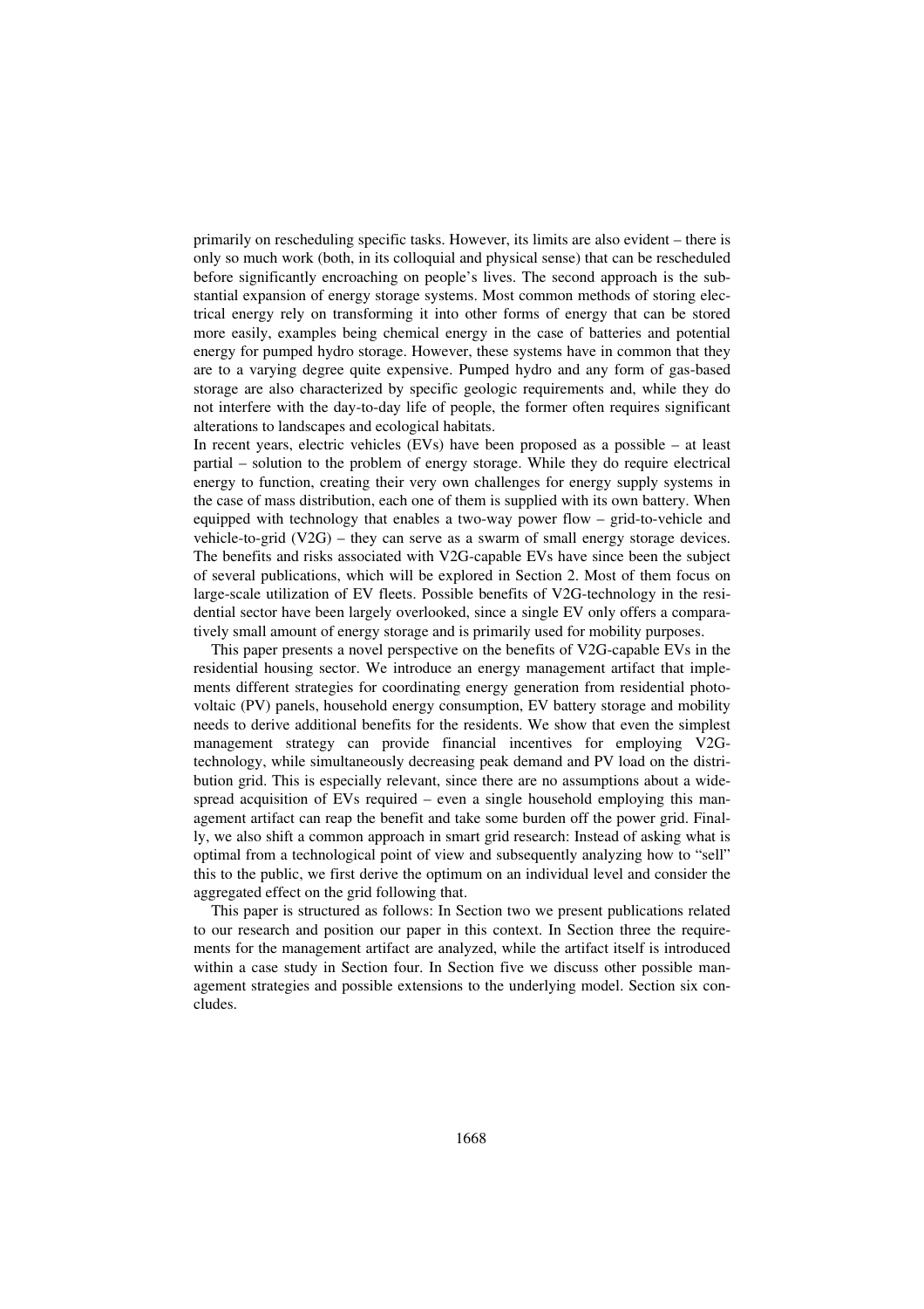primarily on rescheduling specific tasks. However, its limits are also evident – there is only so much work (both, in its colloquial and physical sense) that can be rescheduled before significantly encroaching on people's lives. The second approach is the substantial expansion of energy storage systems. Most common methods of storing electrical energy rely on transforming it into other forms of energy that can be stored more easily, examples being chemical energy in the case of batteries and potential energy for pumped hydro storage. However, these systems have in common that they are to a varying degree quite expensive. Pumped hydro and any form of gas-based storage are also characterized by specific geologic requirements and, while they do not interfere with the day-to-day life of people, the former often requires significant alterations to landscapes and ecological habitats.

In recent years, electric vehicles (EVs) have been proposed as a possible – at least partial – solution to the problem of energy storage. While they do require electrical energy to function, creating their very own challenges for energy supply systems in the case of mass distribution, each one of them is supplied with its own battery. When equipped with technology that enables a two-way power flow – grid-to-vehicle and vehicle-to-grid (V2G) – they can serve as a swarm of small energy storage devices. The benefits and risks associated with V2G-capable EVs have since been the subject of several publications, which will be explored in Section 2. Most of them focus on large-scale utilization of EV fleets. Possible benefits of V2G-technology in the residential sector have been largely overlooked, since a single EV only offers a comparatively small amount of energy storage and is primarily used for mobility purposes.

This paper presents a novel perspective on the benefits of V2G-capable EVs in the residential housing sector. We introduce an energy management artifact that implements different strategies for coordinating energy generation from residential photovoltaic (PV) panels, household energy consumption, EV battery storage and mobility needs to derive additional benefits for the residents. We show that even the simplest management strategy can provide financial incentives for employing V2G-technology, while simultaneously decreasing peak demand and PV load on the distribution grid. This is especially relevant, since there are no assumptions about a widespread acquisition of EVs required – even a single household employing this management artifact can reap the benefit and take some burden off the power grid. Finally, we also shift a common approach in smart grid research: Instead of asking what is optimal from a technological point of view and subsequently analyzing how to "sell" this to the public, we first derive the optimum on an individual level and consider the aggregated effect on the grid following that.

This paper is structured as follows: In Section two we present publications related to our research and position our paper in this context. In Section three the requirements for the management artifact are analyzed, while the artifact itself is introduced within a case study in Section four. In Section five we discuss other possible management strategies and possible extensions to the underlying model. Section six concludes.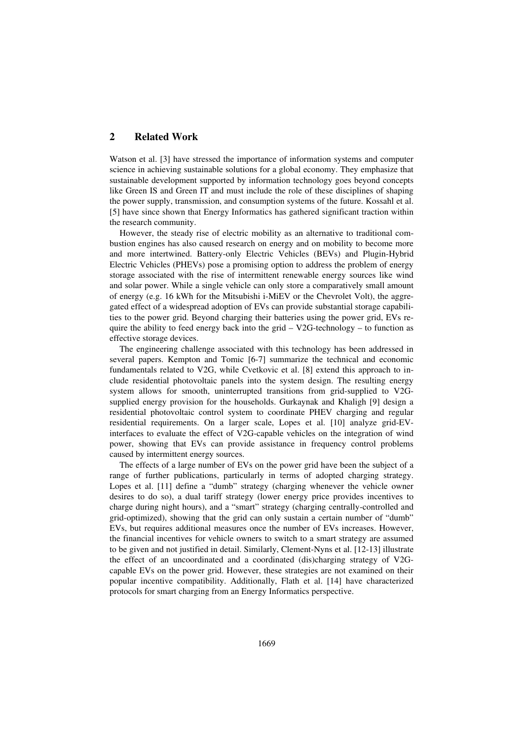## 2 Related Work

Watson et al. [3] have stressed the importance of information systems and computer science in achieving sustainable solutions for a global economy. They emphasize that sustainable development supported by information technology goes beyond concepts like Green IS and Green IT and must include the role of these disciplines of shaping the power supply, transmission, and consumption systems of the future. Kossahl et al. [5] have since shown that Energy Informatics has gathered significant traction within the research community.

However, the steady rise of electric mobility as an alternative to traditional combustion engines has also caused research on energy and on mobility to become more and more intertwined. Battery-only Electric Vehicles (BEVs) and Plugin-Hybrid Electric Vehicles (PHEVs) pose a promising option to address the problem of energy storage associated with the rise of intermittent renewable energy sources like wind and solar power. While a single vehicle can only store a comparatively small amount of energy (e.g. 16 kWh for the Mitsubishi i-MiEV or the Chevrolet Volt), the aggregated effect of a widespread adoption of EVs can provide substantial storage capabilities to the power grid. Beyond charging their batteries using the power grid, EVs require the ability to feed energy back into the grid – V2G-technology – to function as effective storage devices.

The engineering challenge associated with this technology has been addressed in several papers. Kempton and Tomic [6-7] summarize the technical and economic fundamentals related to V2G, while Cvetkovic et al. [8] extend this approach to include residential photovoltaic panels into the system design. The resulting energy system allows for smooth, uninterrupted transitions from grid-supplied to V2G-supplied energy provision for the households. Gurkaynak and Khaligh [9] design a residential photovoltaic control system to coordinate PHEV charging and regular residential requirements. On a larger scale, Lopes et al. [10] analyze grid-EV-interfaces to evaluate the effect of V2G-capable vehicles on the integration of wind power, showing that EVs can provide assistance in frequency control problems caused by intermittent energy sources.

The effects of a large number of EVs on the power grid have been the subject of a range of further publications, particularly in terms of adopted charging strategy. Lopes et al. [11] define a "dumb" strategy (charging whenever the vehicle owner desires to do so), a dual tariff strategy (lower energy price provides incentives to charge during night hours), and a "smart" strategy (charging centrally-controlled and grid-optimized), showing that the grid can only sustain a certain number of "dumb" EVs, but requires additional measures once the number of EVs increases. However, the financial incentives for vehicle owners to switch to a smart strategy are assumed to be given and not justified in detail. Similarly, Clement-Nyns et al. [12-13] illustrate the effect of an uncoordinated and a coordinated (dis)charging strategy of V2G-capable EVs on the power grid. However, these strategies are not examined on their popular incentive compatibility. Additionally, Flath et al. [14] have characterized protocols for smart charging from an Energy Informatics perspective.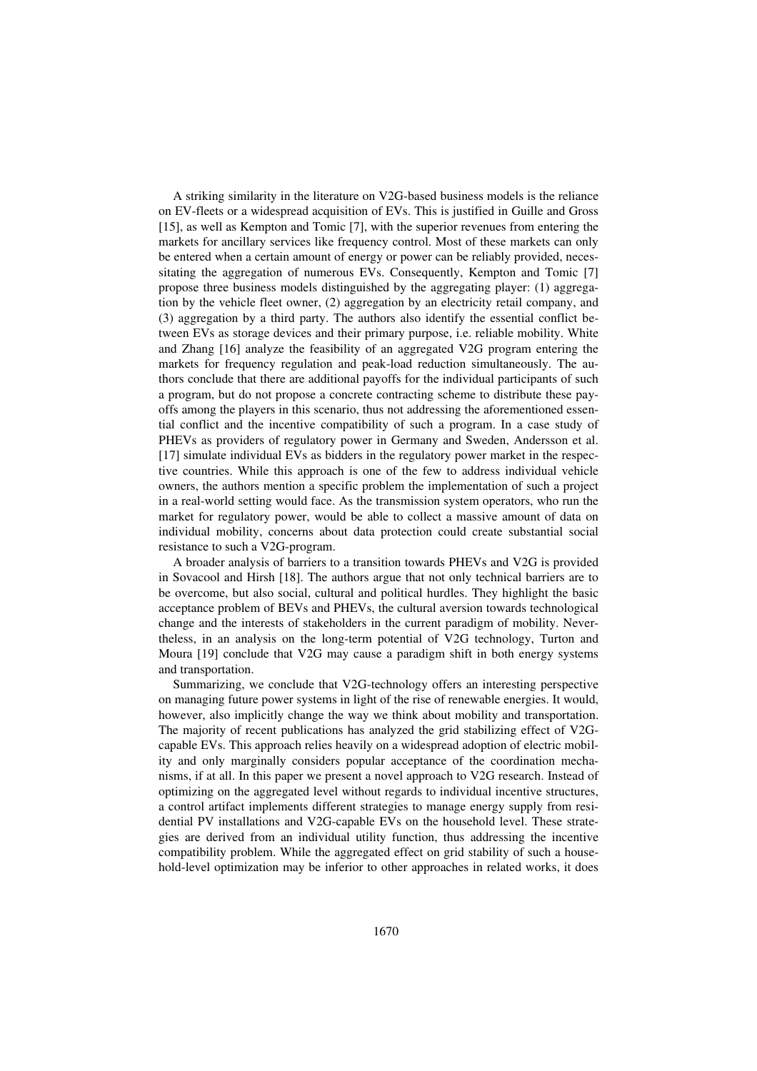A striking similarity in the literature on V2G-based business models is the reliance on EV-fleets or a widespread acquisition of EVs. This is justified in Guille and Gross [15], as well as Kempton and Tomic [7], with the superior revenues from entering the markets for ancillary services like frequency control. Most of these markets can only be entered when a certain amount of energy or power can be reliably provided, necessitating the aggregation of numerous EVs. Consequently, Kempton and Tomic [7] propose three business models distinguished by the aggregating player: (1) aggregation by the vehicle fleet owner, (2) aggregation by an electricity retail company, and (3) aggregation by a third party. The authors also identify the essential conflict between EVs as storage devices and their primary purpose, i.e. reliable mobility. White and Zhang [16] analyze the feasibility of an aggregated V2G program entering the markets for frequency regulation and peak-load reduction simultaneously. The authors conclude that there are additional payoffs for the individual participants of such a program, but do not propose a concrete contracting scheme to distribute these payoffs among the players in this scenario, thus not addressing the aforementioned essential conflict and the incentive compatibility of such a program. In a case study of PHEVs as providers of regulatory power in Germany and Sweden, Andersson et al. [17] simulate individual EVs as bidders in the regulatory power market in the respective countries. While this approach is one of the few to address individual vehicle owners, the authors mention a specific problem the implementation of such a project in a real-world setting would face. As the transmission system operators, who run the market for regulatory power, would be able to collect a massive amount of data on individual mobility, concerns about data protection could create substantial social resistance to such a V2G-program.

A broader analysis of barriers to a transition towards PHEVs and V2G is provided in Sovacool and Hirsh [18]. The authors argue that not only technical barriers are to be overcome, but also social, cultural and political hurdles. They highlight the basic acceptance problem of BEVs and PHEVs, the cultural aversion towards technological change and the interests of stakeholders in the current paradigm of mobility. Nevertheless, in an analysis on the long-term potential of V2G technology, Turton and Moura [19] conclude that V2G may cause a paradigm shift in both energy systems and transportation.

Summarizing, we conclude that V2G-technology offers an interesting perspective on managing future power systems in light of the rise of renewable energies. It would, however, also implicitly change the way we think about mobility and transportation. The majority of recent publications has analyzed the grid stabilizing effect of V2G-capable EVs. This approach relies heavily on a widespread adoption of electric mobility and only marginally considers popular acceptance of the coordination mechanisms, if at all. In this paper we present a novel approach to V2G research. Instead of optimizing on the aggregated level without regards to individual incentive structures, a control artifact implements different strategies to manage energy supply from residential PV installations and V2G-capable EVs on the household level. These strategies are derived from an individual utility function, thus addressing the incentive compatibility problem. While the aggregated effect on grid stability of such a household-level optimization may be inferior to other approaches in related works, it does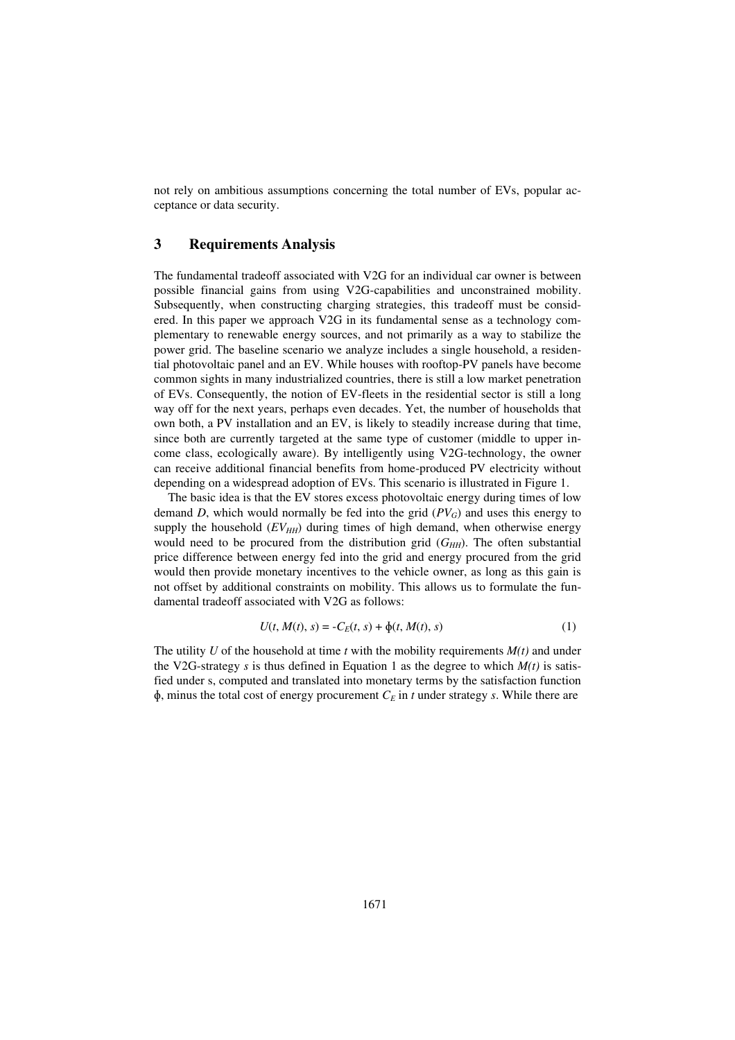not rely on ambitious assumptions concerning the total number of EVs, popular acceptance or data security.

## 3 Requirements Analysis

The fundamental tradeoff associated with V2G for an individual car owner is between possible financial gains from using V2G-capabilities and unconstrained mobility. Subsequently, when constructing charging strategies, this tradeoff must be considered. In this paper we approach V2G in its fundamental sense as a technology complementary to renewable energy sources, and not primarily as a way to stabilize the power grid. The baseline scenario we analyze includes a single household, a residential photovoltaic panel and an EV. While houses with rooftop-PV panels have become common sights in many industrialized countries, there is still a low market penetration of EVs. Consequently, the notion of EV-fleets in the residential sector is still a long way off for the next years, perhaps even decades. Yet, the number of households that own both, a PV installation and an EV, is likely to steadily increase during that time, since both are currently targeted at the same type of customer (middle to upper income class, ecologically aware). By intelligently using V2G-technology, the owner can receive additional financial benefits from home-produced PV electricity without depending on a widespread adoption of EVs. This scenario is illustrated in Figure 1.

The basic idea is that the EV stores excess photovoltaic energy during times of low demand *D*, which would normally be fed into the grid ($PV_G$) and uses this energy to supply the household ($EV_{HH}$) during times of high demand, when otherwise energy would need to be procured from the distribution grid ($G_{HH}$). The often substantial price difference between energy fed into the grid and energy procured from the grid would then provide monetary incentives to the vehicle owner, as long as this gain is not offset by additional constraints on mobility. This allows us to formulate the fundamental tradeoff associated with V2G as follows:

$$U(t, M(t), s) = -C_E(t, s) + \phi(t, M(t), s) \tag{1}$$

The utility $U$ of the household at time $t$ with the mobility requirements $M(t)$ and under the V2G-strategy $s$ is thus defined in Equation 1 as the degree to which $M(t)$ is satisfied under s, computed and translated into monetary terms by the satisfaction function $\phi$, minus the total cost of energy procurement $C_E$ in $t$ under strategy $s$. While there are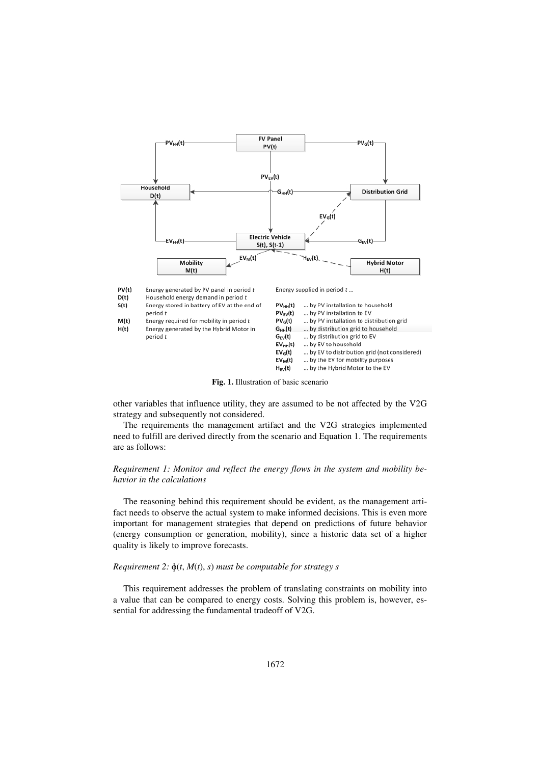| | | | |
|---|---|---|---|
| **PV(t)** | Energy generated by PV panel in period $t$ | Energy supplied in period $t$ ... | |
| **D(t)** | Household energy demand in period $t$ | | |
| **S(t)** | Energy stored in battery of EV at the end of period $t$ | $PV_{HH}(t)$ | ... by PV installation to household |
| **M(t)** | Energy required for mobility in period $t$ | $PV_{EV}(t)$ | ... by PV installation to EV |
| **H(t)** | Energy generated by the Hybrid Motor in period $t$ | $PV_{G}(t)$ | ... by PV installation to distribution grid |
| | | $G_{HH}(t)$ | ... by distribution grid to household |
| | | $G_{EV}(t)$ | ... by distribution grid to EV |
| | | $EV_{HH}(t)$ | ... by EV to household |
| | | $EV_{G}(t)$ | ... by EV to distribution grid (not considered) |
| | | $EV_{M}(t)$ | ... by the EV for mobility purposes |
| | | $H_{EV}(t)$ | ... by the Hybrid Motor to the EV |

**Fig. 1.** Illustration of basic scenario

other variables that influence utility, they are assumed to be not affected by the V2G strategy and subsequently not considered.

The requirements the management artifact and the V2G strategies implemented need to fulfill are derived directly from the scenario and Equation 1. The requirements are as follows:

*Requirement 1: Monitor and reflect the energy flows in the system and mobility behavior in the calculations*

The reasoning behind this requirement should be evident, as the management artifact needs to observe the actual system to make informed decisions. This is even more important for management strategies that depend on predictions of future behavior (energy consumption or generation, mobility), since a historic data set of a higher quality is likely to improve forecasts.

*Requirement 2:* $\phi(t, M(t), s)$ *must be computable for strategy s*

This requirement addresses the problem of translating constraints on mobility into a value that can be compared to energy costs. Solving this problem is, however, essential for addressing the fundamental tradeoff of V2G.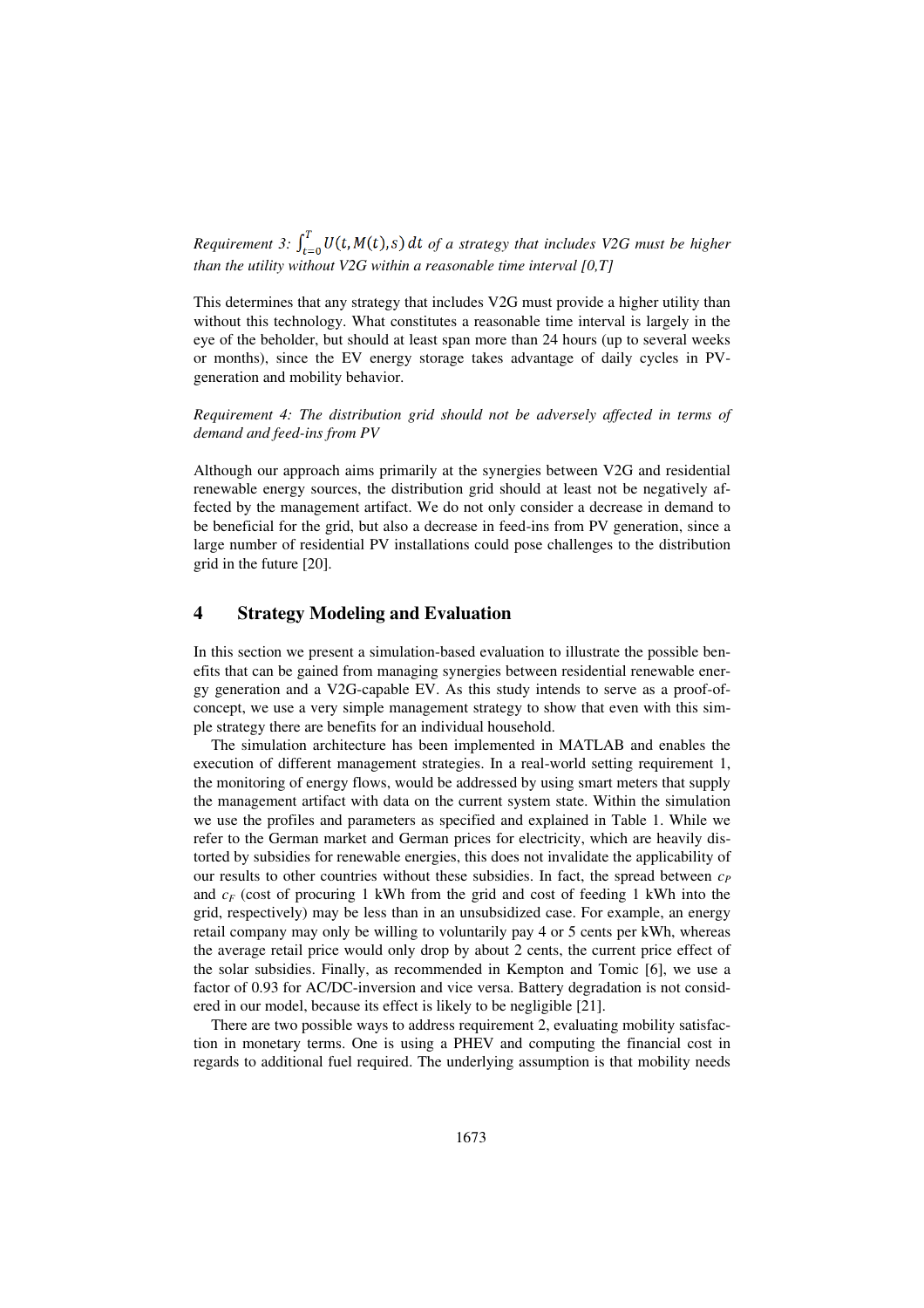*Requirement 3:* $\int_{t=0}^{T} U(t, M(t), s)\, dt$ *of a strategy that includes V2G must be higher than the utility without V2G within a reasonable time interval [0,T]*

This determines that any strategy that includes V2G must provide a higher utility than without this technology. What constitutes a reasonable time interval is largely in the eye of the beholder, but should at least span more than 24 hours (up to several weeks or months), since the EV energy storage takes advantage of daily cycles in PV-generation and mobility behavior.

*Requirement 4: The distribution grid should not be adversely affected in terms of demand and feed-ins from PV*

Although our approach aims primarily at the synergies between V2G and residential renewable energy sources, the distribution grid should at least not be negatively affected by the management artifact. We do not only consider a decrease in demand to be beneficial for the grid, but also a decrease in feed-ins from PV generation, since a large number of residential PV installations could pose challenges to the distribution grid in the future [20].

## 4 Strategy Modeling and Evaluation

In this section we present a simulation-based evaluation to illustrate the possible benefits that can be gained from managing synergies between residential renewable energy generation and a V2G-capable EV. As this study intends to serve as a proof-of-concept, we use a very simple management strategy to show that even with this simple strategy there are benefits for an individual household.

The simulation architecture has been implemented in MATLAB and enables the execution of different management strategies. In a real-world setting requirement 1, the monitoring of energy flows, would be addressed by using smart meters that supply the management artifact with data on the current system state. Within the simulation we use the profiles and parameters as specified and explained in Table 1. While we refer to the German market and German prices for electricity, which are heavily distorted by subsidies for renewable energies, this does not invalidate the applicability of our results to other countries without these subsidies. In fact, the spread between $c_P$ and $c_F$ (cost of procuring 1 kWh from the grid and cost of feeding 1 kWh into the grid, respectively) may be less than in an unsubsidized case. For example, an energy retail company may only be willing to voluntarily pay 4 or 5 cents per kWh, whereas the average retail price would only drop by about 2 cents, the current price effect of the solar subsidies. Finally, as recommended in Kempton and Tomic [6], we use a factor of 0.93 for AC/DC-inversion and vice versa. Battery degradation is not considered in our model, because its effect is likely to be negligible [21].

There are two possible ways to address requirement 2, evaluating mobility satisfaction in monetary terms. One is using a PHEV and computing the financial cost in regards to additional fuel required. The underlying assumption is that mobility needs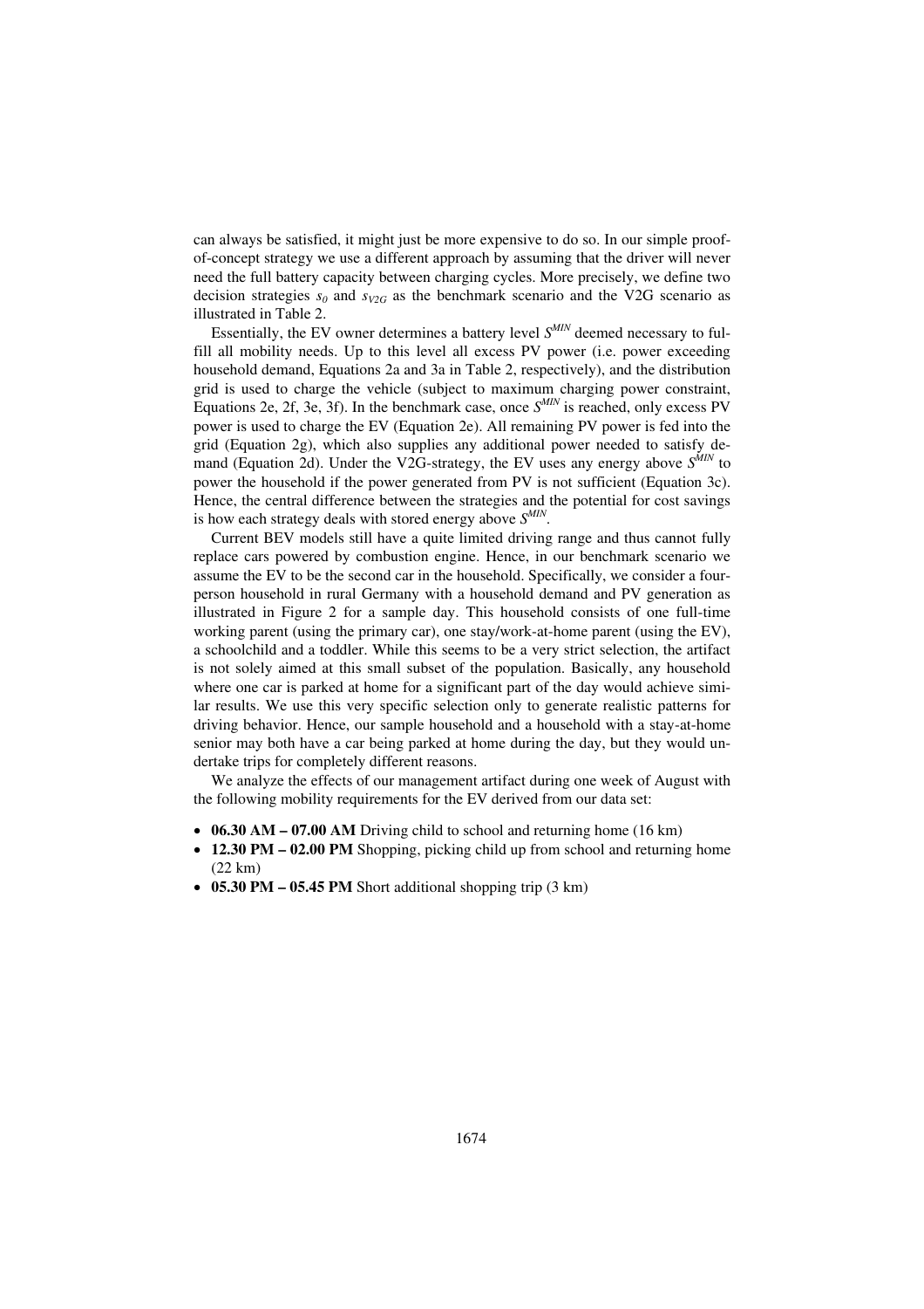can always be satisfied, it might just be more expensive to do so. In our simple proof-of-concept strategy we use a different approach by assuming that the driver will never need the full battery capacity between charging cycles. More precisely, we define two decision strategies $s_0$ and $s_{V2G}$ as the benchmark scenario and the V2G scenario as illustrated in Table 2.

Essentially, the EV owner determines a battery level $S^{MIN}$ deemed necessary to fulfill all mobility needs. Up to this level all excess PV power (i.e. power exceeding household demand, Equations 2a and 3a in Table 2, respectively), and the distribution grid is used to charge the vehicle (subject to maximum charging power constraint, Equations 2e, 2f, 3e, 3f). In the benchmark case, once $S^{MIN}$ is reached, only excess PV power is used to charge the EV (Equation 2e). All remaining PV power is fed into the grid (Equation 2g), which also supplies any additional power needed to satisfy demand (Equation 2d). Under the V2G-strategy, the EV uses any energy above $S^{MIN}$ to power the household if the power generated from PV is not sufficient (Equation 3c). Hence, the central difference between the strategies and the potential for cost savings is how each strategy deals with stored energy above $S^{MIN}$.

Current BEV models still have a quite limited driving range and thus cannot fully replace cars powered by combustion engine. Hence, in our benchmark scenario we assume the EV to be the second car in the household. Specifically, we consider a four-person household in rural Germany with a household demand and PV generation as illustrated in Figure 2 for a sample day. This household consists of one full-time working parent (using the primary car), one stay/work-at-home parent (using the EV), a schoolchild and a toddler. While this seems to be a very strict selection, the artifact is not solely aimed at this small subset of the population. Basically, any household where one car is parked at home for a significant part of the day would achieve similar results. We use this very specific selection only to generate realistic patterns for driving behavior. Hence, our sample household and a household with a stay-at-home senior may both have a car being parked at home during the day, but they would undertake trips for completely different reasons.

We analyze the effects of our management artifact during one week of August with the following mobility requirements for the EV derived from our data set:

- **06.30 AM – 07.00 AM** Driving child to school and returning home (16 km)
- **12.30 PM – 02.00 PM** Shopping, picking child up from school and returning home (22 km)
- **05.30 PM – 05.45 PM** Short additional shopping trip (3 km)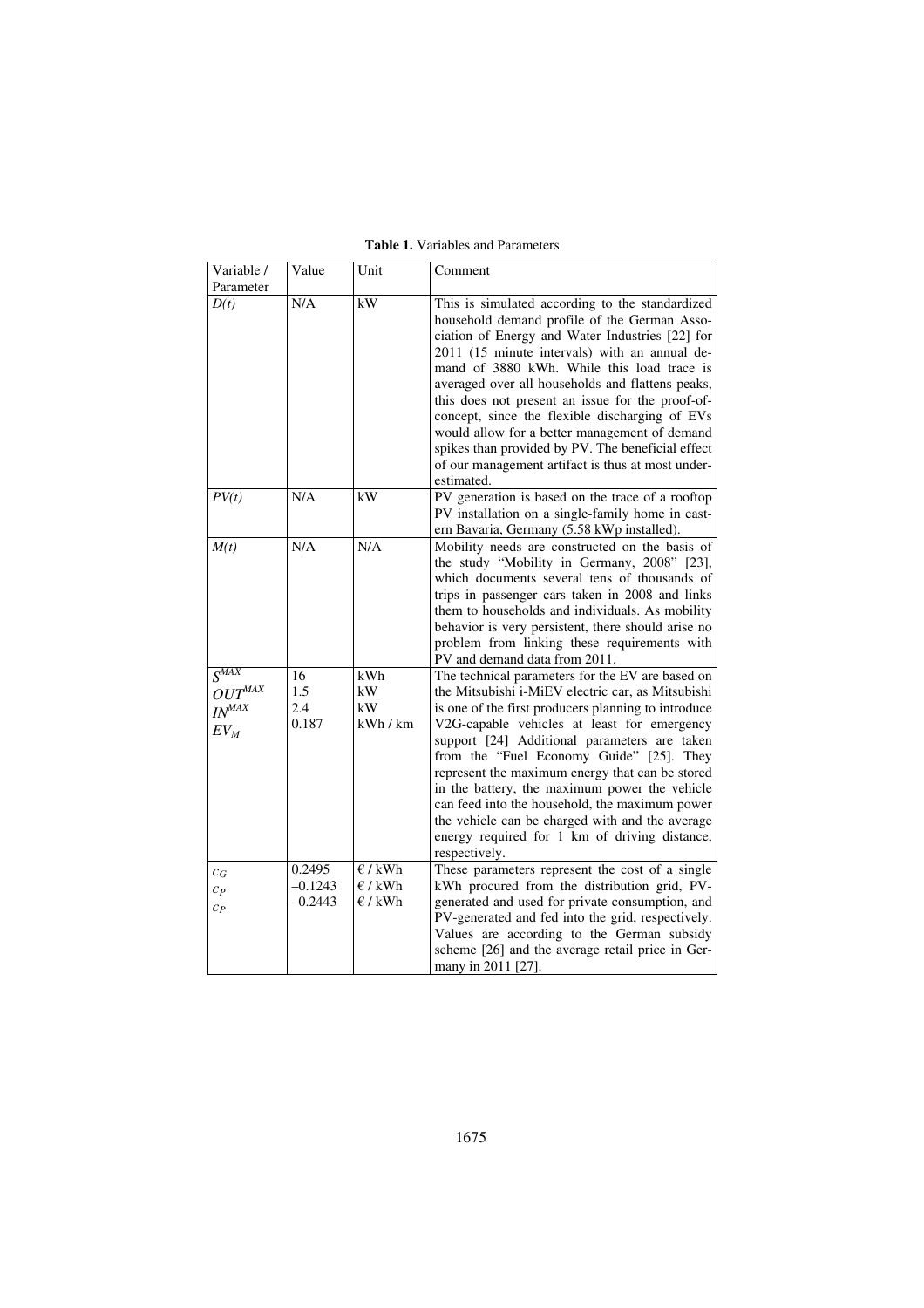**Table 1.** Variables and Parameters

| Variable / Parameter | Value | Unit | Comment |
|---|---|---|---|
| $D(t)$ | N/A | kW | This is simulated according to the standardized household demand profile of the German Association of Energy and Water Industries [22] for 2011 (15 minute intervals) with an annual demand of 3880 kWh. While this load trace is averaged over all households and flattens peaks, this does not present an issue for the proof-of-concept, since the flexible discharging of EVs would allow for a better management of demand spikes than provided by PV. The beneficial effect of our management artifact is thus at most underestimated. |
| $PV(t)$ | N/A | kW | PV generation is based on the trace of a rooftop PV installation on a single-family home in eastern Bavaria, Germany (5.58 kWp installed). |
| $M(t)$ | N/A | N/A | Mobility needs are constructed on the basis of the study "Mobility in Germany, 2008" [23], which documents several tens of thousands of trips in passenger cars taken in 2008 and links them to households and individuals. As mobility behavior is very persistent, there should arise no problem from linking these requirements with PV and demand data from 2011. |
| $S^{MAX}$<br>$OUT^{MAX}$<br>$IN^{MAX}$<br>$EV_M$ | 16<br>1.5<br>2.4<br>0.187 | kWh<br>kW<br>kW<br>kWh / km | The technical parameters for the EV are based on the Mitsubishi i-MiEV electric car, as Mitsubishi is one of the first producers planning to introduce V2G-capable vehicles at least for emergency support [24] Additional parameters are taken from the "Fuel Economy Guide" [25]. They represent the maximum energy that can be stored in the battery, the maximum power the vehicle can feed into the household, the maximum power the vehicle can be charged with and the average energy required for 1 km of driving distance, respectively. |
| $c_G$<br>$c_P$<br>$c_P$ | 0.2495<br>–0.1243<br>–0.2443 | € / kWh<br>€ / kWh<br>€ / kWh | These parameters represent the cost of a single kWh procured from the distribution grid, PV-generated and used for private consumption, and PV-generated and fed into the grid, respectively. Values are according to the German subsidy scheme [26] and the average retail price in Germany in 2011 [27]. |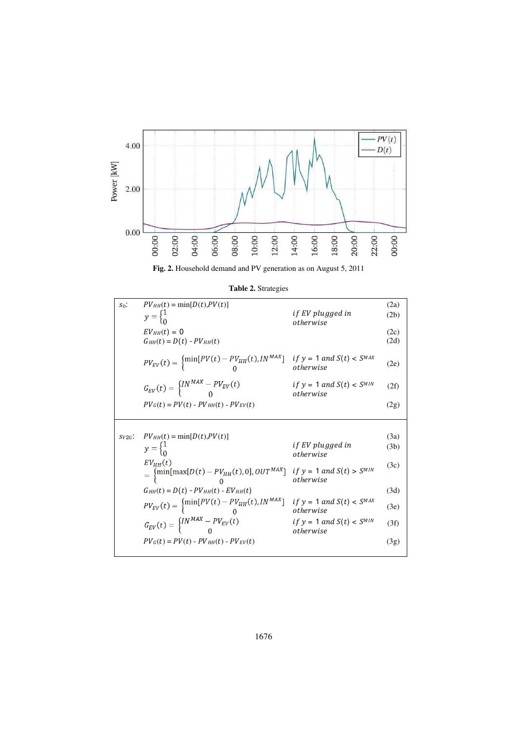Fig. 2. Household demand and PV generation as on August 5, 2011

**Table 2.** Strategies

$s_0$:

$$PV_{HH}(t) = \min[D(t), PV(t)] \tag{2a}$$

$$y = \begin{cases} 1 & if\ EV\ plugged\ in \\ 0 & otherwise \end{cases} \tag{2b}$$

$$EV_{HH}(t) = 0 \tag{2c}$$

$$G_{HH}(t) = D(t) - PV_{HH}(t) \tag{2d}$$

$$PV_{EV}(t) = \begin{cases} \min[PV(t) - PV_{HH}(t), IN^{MAX}] & if\ y = 1\ and\ S(t) < S^{MAX} \\ 0 & otherwise \end{cases} \tag{2e}$$

$$G_{EV}(t) = \begin{cases} IN^{MAX} - PV_{EV}(t) & if\ y = 1\ and\ S(t) < S^{MIN} \\ 0 & otherwise \end{cases} \tag{2f}$$

$$PV_G(t) = PV(t) - PV_{HH}(t) - PV_{EV}(t) \tag{2g}$$

$s_{V2G}$:

$$PV_{HH}(t) = \min[D(t), PV(t)] \tag{3a}$$

$$y = \begin{cases} 1 & if\ EV\ plugged\ in \\ 0 & otherwise \end{cases} \tag{3b}$$

$$EV_{HH}(t) = \begin{cases} \min[\max[D(t) - PV_{HH}(t), 0], OUT^{MAX}] & if\ y = 1\ and\ S(t) > S^{MIN} \\ 0 & otherwise \end{cases} \tag{3c}$$

$$G_{HH}(t) = D(t) - PV_{HH}(t) - EV_{HH}(t) \tag{3d}$$

$$PV_{EV}(t) = \begin{cases} \min[PV(t) - PV_{HH}(t), IN^{MAX}] & if\ y = 1\ and\ S(t) < S^{MAX} \\ 0 & otherwise \end{cases} \tag{3e}$$

$$G_{EV}(t) = \begin{cases} IN^{MAX} - PV_{EV}(t) & if\ y = 1\ and\ S(t) < S^{MIN} \\ 0 & otherwise \end{cases} \tag{3f}$$

$$PV_G(t) = PV(t) - PV_{HH}(t) - PV_{EV}(t) \tag{3g}$$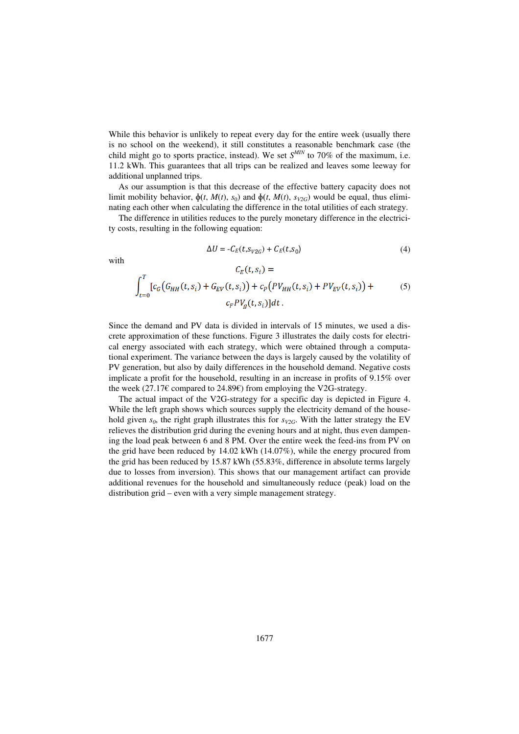While this behavior is unlikely to repeat every day for the entire week (usually there is no school on the weekend), it still constitutes a reasonable benchmark case (the child might go to sports practice, instead). We set $S^{MIN}$ to 70% of the maximum, i.e. 11.2 kWh. This guarantees that all trips can be realized and leaves some leeway for additional unplanned trips.

As our assumption is that this decrease of the effective battery capacity does not limit mobility behavior, $\phi(t, M(t), s_0)$ and $\phi(t, M(t), s_{V2G})$ would be equal, thus eliminating each other when calculating the difference in the total utilities of each strategy.

The difference in utilities reduces to the purely monetary difference in the electricity costs, resulting in the following equation:

$$\Delta U = -C_E(t, s_{V2G}) + C_E(t, s_0) \tag{4}$$

with

$$C_E(t, s_i) = \int_{t=0}^{T} [c_G\left(G_{HH}(t, s_i) + G_{EV}(t, s_i)\right) + c_P\left(PV_{HH}(t, s_i) + PV_{EV}(t, s_i)\right) + c_F PV_g(t, s_i)]dt\,. \tag{5}$$

Since the demand and PV data is divided in intervals of 15 minutes, we used a discrete approximation of these functions. Figure 3 illustrates the daily costs for electrical energy associated with each strategy, which were obtained through a computational experiment. The variance between the days is largely caused by the volatility of PV generation, but also by daily differences in the household demand. Negative costs implicate a profit for the household, resulting in an increase in profits of 9.15% over the week (27.17€ compared to 24.89€) from employing the V2G-strategy.

The actual impact of the V2G-strategy for a specific day is depicted in Figure 4. While the left graph shows which sources supply the electricity demand of the household given $s_0$, the right graph illustrates this for $s_{V2G}$. With the latter strategy the EV relieves the distribution grid during the evening hours and at night, thus even dampening the load peak between 6 and 8 PM. Over the entire week the feed-ins from PV on the grid have been reduced by 14.02 kWh (14.07%), while the energy procured from the grid has been reduced by 15.87 kWh (55.83%, difference in absolute terms largely due to losses from inversion). This shows that our management artifact can provide additional revenues for the household and simultaneously reduce (peak) load on the distribution grid – even with a very simple management strategy.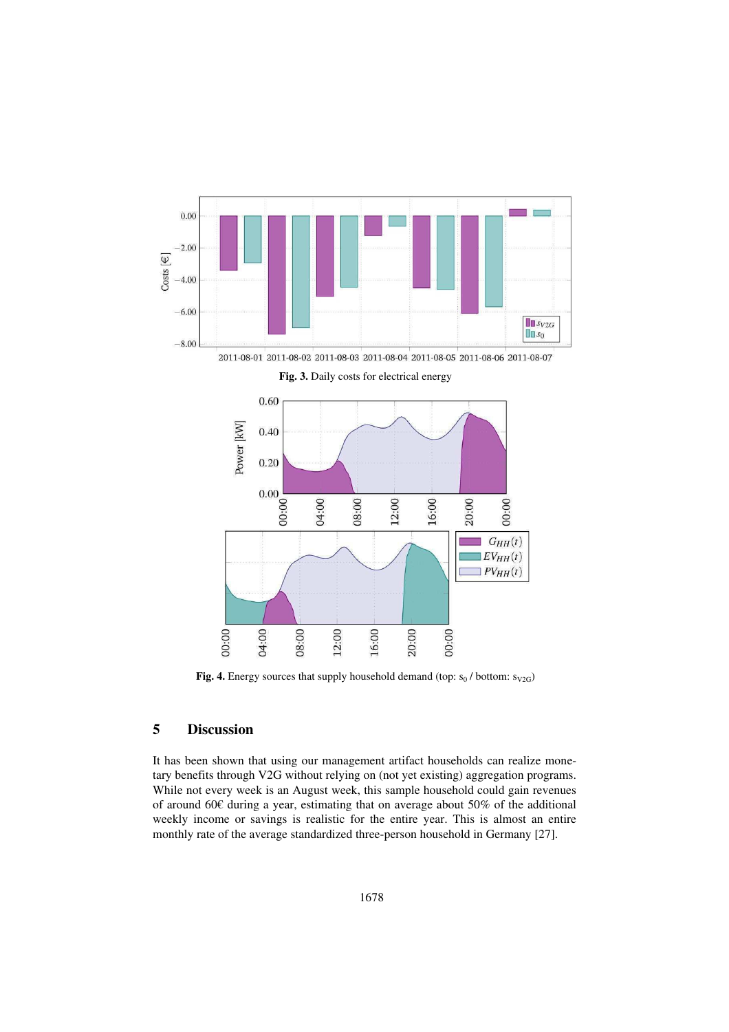**Fig. 3.** Daily costs for electrical energy

**Fig. 4.** Energy sources that supply household demand (top: $s_0$ / bottom: $s_{V2G}$)

## 5 Discussion

It has been shown that using our management artifact households can realize monetary benefits through V2G without relying on (not yet existing) aggregation programs. While not every week is an August week, this sample household could gain revenues of around 60€ during a year, estimating that on average about 50% of the additional weekly income or savings is realistic for the entire year. This is almost an entire monthly rate of the average standardized three-person household in Germany [27].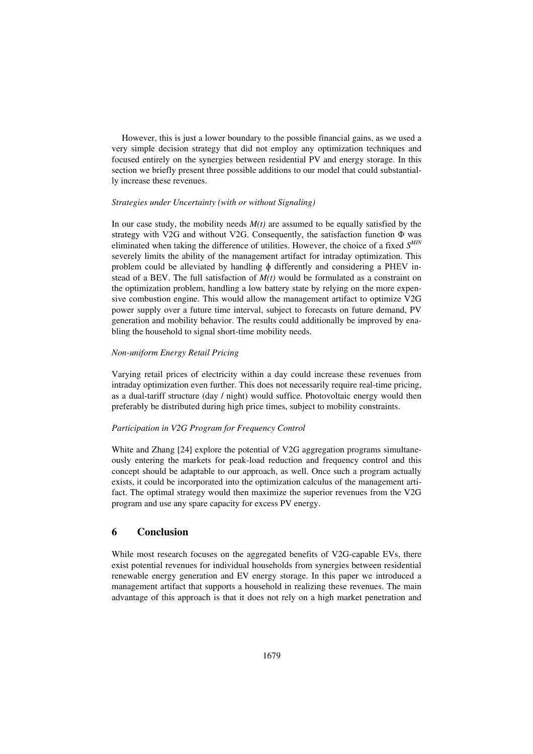However, this is just a lower boundary to the possible financial gains, as we used a very simple decision strategy that did not employ any optimization techniques and focused entirely on the synergies between residential PV and energy storage. In this section we briefly present three possible additions to our model that could substantially increase these revenues.

*Strategies under Uncertainty (with or without Signaling)*

In our case study, the mobility needs $M(t)$ are assumed to be equally satisfied by the strategy with V2G and without V2G. Consequently, the satisfaction function $\Phi$ was eliminated when taking the difference of utilities. However, the choice of a fixed $S^{MIN}$ severely limits the ability of the management artifact for intraday optimization. This problem could be alleviated by handling $\phi$ differently and considering a PHEV instead of a BEV. The full satisfaction of $M(t)$ would be formulated as a constraint on the optimization problem, handling a low battery state by relying on the more expensive combustion engine. This would allow the management artifact to optimize V2G power supply over a future time interval, subject to forecasts on future demand, PV generation and mobility behavior. The results could additionally be improved by enabling the household to signal short-time mobility needs.

*Non-uniform Energy Retail Pricing*

Varying retail prices of electricity within a day could increase these revenues from intraday optimization even further. This does not necessarily require real-time pricing, as a dual-tariff structure (day / night) would suffice. Photovoltaic energy would then preferably be distributed during high price times, subject to mobility constraints.

*Participation in V2G Program for Frequency Control*

White and Zhang [24] explore the potential of V2G aggregation programs simultaneously entering the markets for peak-load reduction and frequency control and this concept should be adaptable to our approach, as well. Once such a program actually exists, it could be incorporated into the optimization calculus of the management artifact. The optimal strategy would then maximize the superior revenues from the V2G program and use any spare capacity for excess PV energy.

## 6 Conclusion

While most research focuses on the aggregated benefits of V2G-capable EVs, there exist potential revenues for individual households from synergies between residential renewable energy generation and EV energy storage. In this paper we introduced a management artifact that supports a household in realizing these revenues. The main advantage of this approach is that it does not rely on a high market penetration and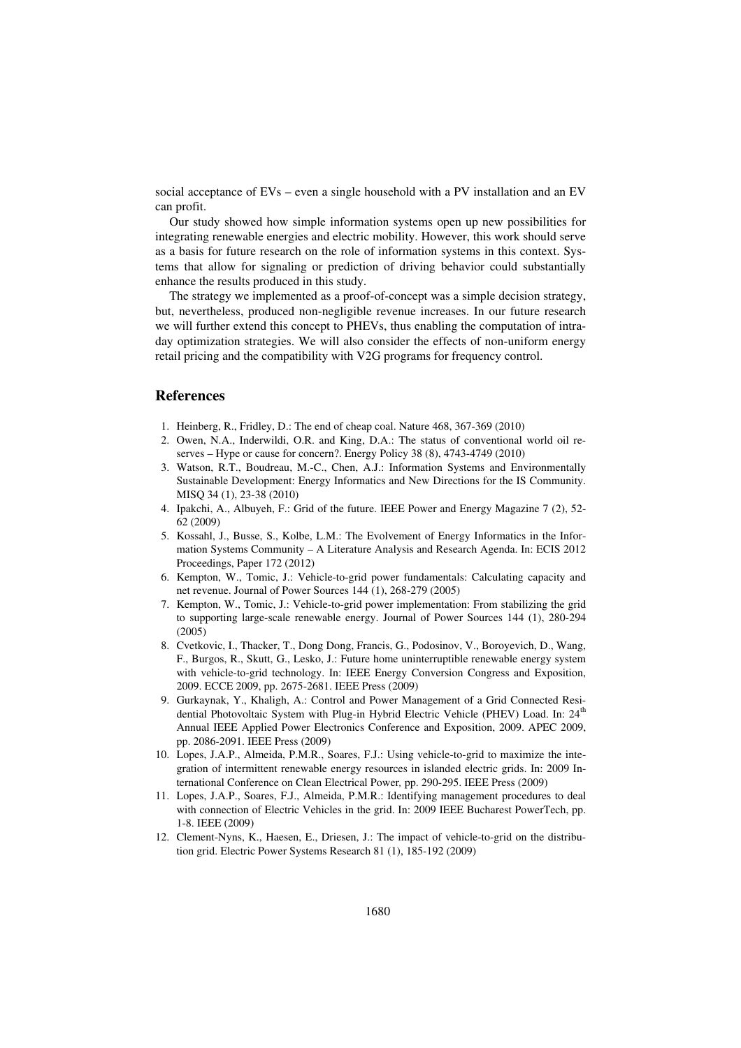social acceptance of EVs – even a single household with a PV installation and an EV can profit.

Our study showed how simple information systems open up new possibilities for integrating renewable energies and electric mobility. However, this work should serve as a basis for future research on the role of information systems in this context. Systems that allow for signaling or prediction of driving behavior could substantially enhance the results produced in this study.

The strategy we implemented as a proof-of-concept was a simple decision strategy, but, nevertheless, produced non-negligible revenue increases. In our future research we will further extend this concept to PHEVs, thus enabling the computation of intraday optimization strategies. We will also consider the effects of non-uniform energy retail pricing and the compatibility with V2G programs for frequency control.

## References

1. Heinberg, R., Fridley, D.: The end of cheap coal. Nature 468, 367-369 (2010)
2. Owen, N.A., Inderwildi, O.R. and King, D.A.: The status of conventional world oil reserves – Hype or cause for concern?. Energy Policy 38 (8), 4743-4749 (2010)
3. Watson, R.T., Boudreau, M.-C., Chen, A.J.: Information Systems and Environmentally Sustainable Development: Energy Informatics and New Directions for the IS Community. MISQ 34 (1), 23-38 (2010)
4. Ipakchi, A., Albuyeh, F.: Grid of the future. IEEE Power and Energy Magazine 7 (2), 52-62 (2009)
5. Kossahl, J., Busse, S., Kolbe, L.M.: The Evolvement of Energy Informatics in the Information Systems Community – A Literature Analysis and Research Agenda. In: ECIS 2012 Proceedings, Paper 172 (2012)
6. Kempton, W., Tomic, J.: Vehicle-to-grid power fundamentals: Calculating capacity and net revenue. Journal of Power Sources 144 (1), 268-279 (2005)
7. Kempton, W., Tomic, J.: Vehicle-to-grid power implementation: From stabilizing the grid to supporting large-scale renewable energy. Journal of Power Sources 144 (1), 280-294 (2005)
8. Cvetkovic, I., Thacker, T., Dong Dong, Francis, G., Podosinov, V., Boroyevich, D., Wang, F., Burgos, R., Skutt, G., Lesko, J.: Future home uninterruptible renewable energy system with vehicle-to-grid technology. In: IEEE Energy Conversion Congress and Exposition, 2009. ECCE 2009, pp. 2675-2681. IEEE Press (2009)
9. Gurkaynak, Y., Khaligh, A.: Control and Power Management of a Grid Connected Residential Photovoltaic System with Plug-in Hybrid Electric Vehicle (PHEV) Load. In: 24th Annual IEEE Applied Power Electronics Conference and Exposition, 2009. APEC 2009, pp. 2086-2091. IEEE Press (2009)
10. Lopes, J.A.P., Almeida, P.M.R., Soares, F.J.: Using vehicle-to-grid to maximize the integration of intermittent renewable energy resources in islanded electric grids. In: 2009 International Conference on Clean Electrical Power, pp. 290-295. IEEE Press (2009)
11. Lopes, J.A.P., Soares, F.J., Almeida, P.M.R.: Identifying management procedures to deal with connection of Electric Vehicles in the grid. In: 2009 IEEE Bucharest PowerTech, pp. 1-8. IEEE (2009)
12. Clement-Nyns, K., Haesen, E., Driesen, J.: The impact of vehicle-to-grid on the distribution grid. Electric Power Systems Research 81 (1), 185-192 (2009)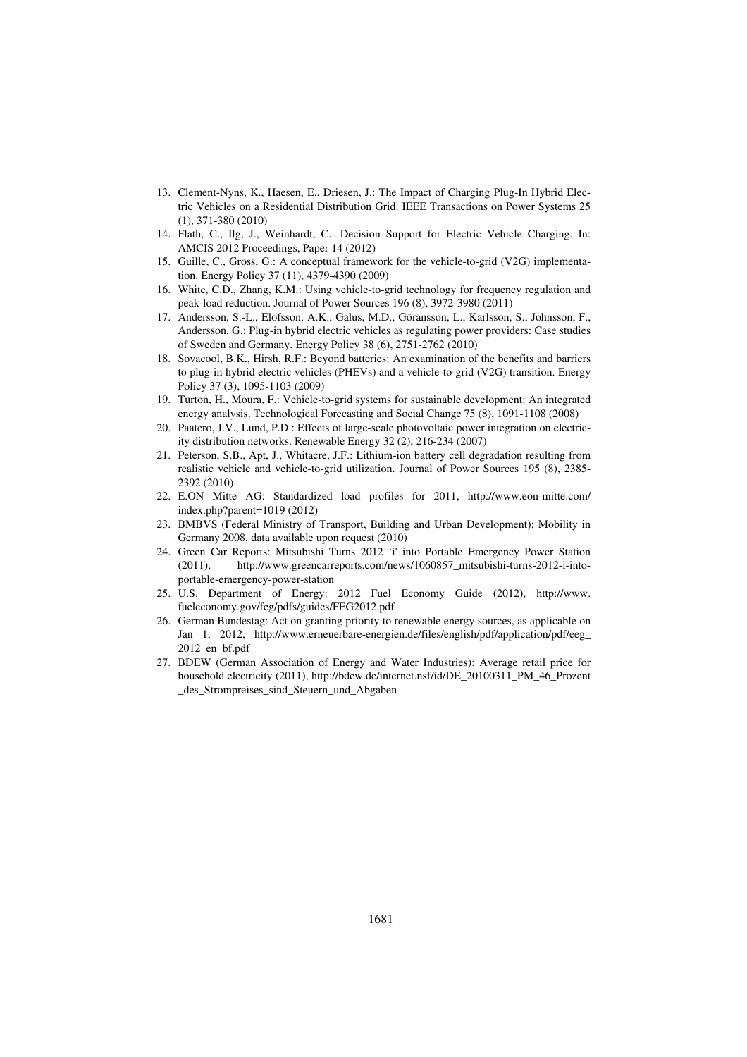13. Clement-Nyns, K., Haesen, E., Driesen, J.: The Impact of Charging Plug-In Hybrid Electric Vehicles on a Residential Distribution Grid. IEEE Transactions on Power Systems 25 (1), 371-380 (2010)
14. Flath, C., Ilg, J., Weinhardt, C.: Decision Support for Electric Vehicle Charging. In: AMCIS 2012 Proceedings, Paper 14 (2012)
15. Guille, C., Gross, G.: A conceptual framework for the vehicle-to-grid (V2G) implementation. Energy Policy 37 (11), 4379-4390 (2009)
16. White, C.D., Zhang, K.M.: Using vehicle-to-grid technology for frequency regulation and peak-load reduction. Journal of Power Sources 196 (8), 3972-3980 (2011)
17. Andersson, S.-L., Elofsson, A.K., Galus, M.D., Göransson, L., Karlsson, S., Johnsson, F., Andersson, G.: Plug-in hybrid electric vehicles as regulating power providers: Case studies of Sweden and Germany. Energy Policy 38 (6), 2751-2762 (2010)
18. Sovacool, B.K., Hirsh, R.F.: Beyond batteries: An examination of the benefits and barriers to plug-in hybrid electric vehicles (PHEVs) and a vehicle-to-grid (V2G) transition. Energy Policy 37 (3), 1095-1103 (2009)
19. Turton, H., Moura, F.: Vehicle-to-grid systems for sustainable development: An integrated energy analysis. Technological Forecasting and Social Change 75 (8), 1091-1108 (2008)
20. Paatero, J.V., Lund, P.D.: Effects of large-scale photovoltaic power integration on electricity distribution networks. Renewable Energy 32 (2), 216-234 (2007)
21. Peterson, S.B., Apt, J., Whitacre, J.F.: Lithium-ion battery cell degradation resulting from realistic vehicle and vehicle-to-grid utilization. Journal of Power Sources 195 (8), 2385-2392 (2010)
22. E.ON Mitte AG: Standardized load profiles for 2011, http://www.eon-mitte.com/index.php?parent=1019 (2012)
23. BMBVS (Federal Ministry of Transport, Building and Urban Development): Mobility in Germany 2008, data available upon request (2010)
24. Green Car Reports: Mitsubishi Turns 2012 'i' into Portable Emergency Power Station (2011), http://www.greencarreports.com/news/1060857_mitsubishi-turns-2012-i-into-portable-emergency-power-station
25. U.S. Department of Energy: 2012 Fuel Economy Guide (2012), http://www.fueleconomy.gov/feg/pdfs/guides/FEG2012.pdf
26. German Bundestag: Act on granting priority to renewable energy sources, as applicable on Jan 1, 2012, http://www.erneuerbare-energien.de/files/english/pdf/application/pdf/eeg_2012_en_bf.pdf
27. BDEW (German Association of Energy and Water Industries): Average retail price for household electricity (2011), http://bdew.de/internet.nsf/id/DE_20100311_PM_46_Prozent_des_Strompreises_sind_Steuern_und_Abgaben